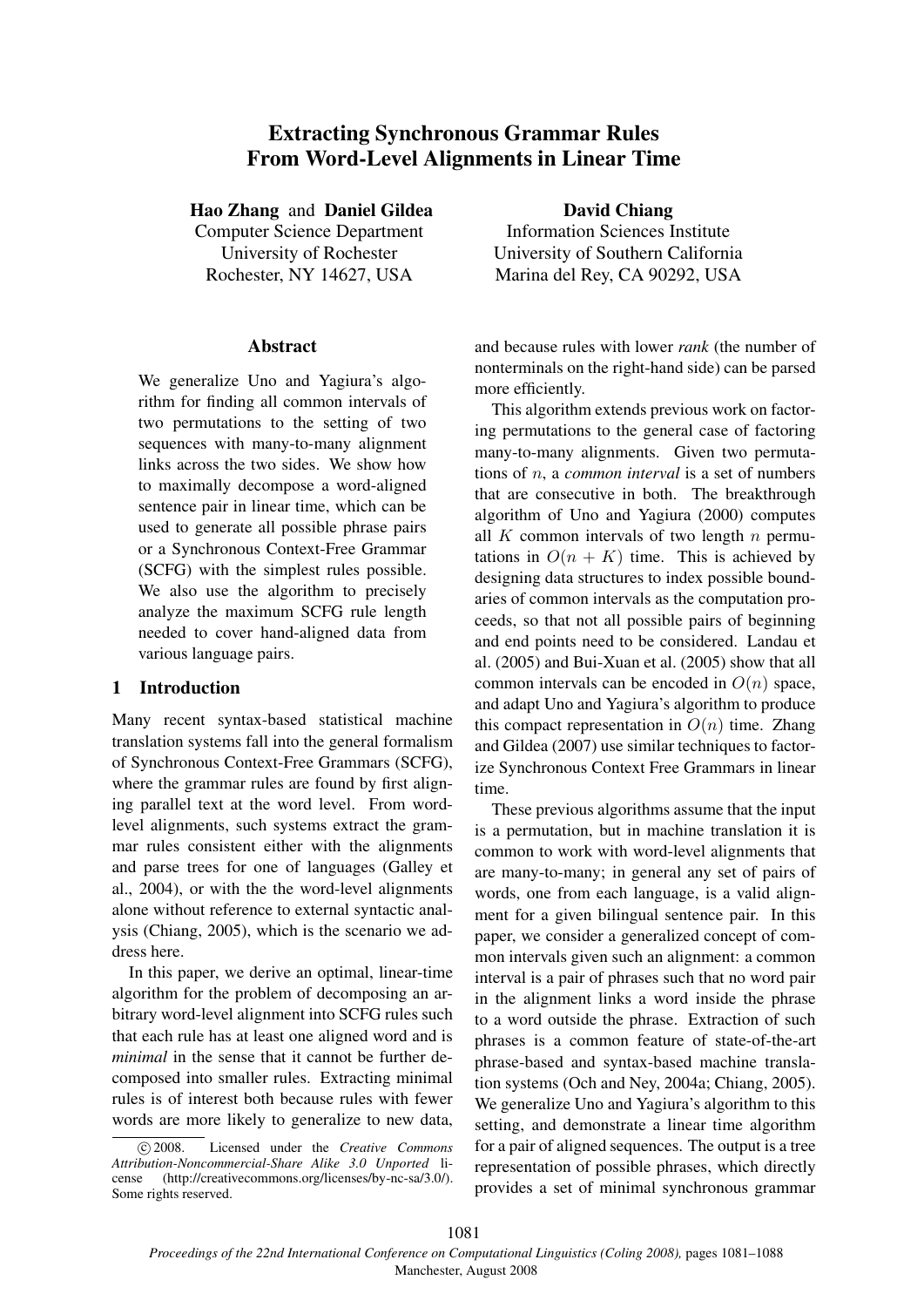# Extracting Synchronous Grammar Rules From Word-Level Alignments in Linear Time

**Hao Zhang** and **Daniel Gildea**
Computer Science Department
University of Rochester
Rochester, NY 14627, USA

**David Chiang**
Information Sciences Institute
University of Southern California
Marina del Rey, CA 90292, USA

## Abstract

We generalize Uno and Yagiura's algorithm for finding all common intervals of two permutations to the setting of two sequences with many-to-many alignment links across the two sides. We show how to maximally decompose a word-aligned sentence pair in linear time, which can be used to generate all possible phrase pairs or a Synchronous Context-Free Grammar (SCFG) with the simplest rules possible. We also use the algorithm to precisely analyze the maximum SCFG rule length needed to cover hand-aligned data from various language pairs.

## 1 Introduction

Many recent syntax-based statistical machine translation systems fall into the general formalism of Synchronous Context-Free Grammars (SCFG), where the grammar rules are found by first aligning parallel text at the word level. From word-level alignments, such systems extract the grammar rules consistent either with the alignments and parse trees for one of languages (Galley et al., 2004), or with the the word-level alignments alone without reference to external syntactic analysis (Chiang, 2005), which is the scenario we address here.

In this paper, we derive an optimal, linear-time algorithm for the problem of decomposing an arbitrary word-level alignment into SCFG rules such that each rule has at least one aligned word and is *minimal* in the sense that it cannot be further decomposed into smaller rules. Extracting minimal rules is of interest both because rules with fewer words are more likely to generalize to new data, and because rules with lower *rank* (the number of nonterminals on the right-hand side) can be parsed more efficiently.

This algorithm extends previous work on factoring permutations to the general case of factoring many-to-many alignments. Given two permutations of $n$, a *common interval* is a set of numbers that are consecutive in both. The breakthrough algorithm of Uno and Yagiura (2000) computes all $K$ common intervals of two length $n$ permutations in $O(n + K)$ time. This is achieved by designing data structures to index possible boundaries of common intervals as the computation proceeds, so that not all possible pairs of beginning and end points need to be considered. Landau et al. (2005) and Bui-Xuan et al. (2005) show that all common intervals can be encoded in $O(n)$ space, and adapt Uno and Yagiura's algorithm to produce this compact representation in $O(n)$ time. Zhang and Gildea (2007) use similar techniques to factorize Synchronous Context Free Grammars in linear time.

These previous algorithms assume that the input is a permutation, but in machine translation it is common to work with word-level alignments that are many-to-many; in general any set of pairs of words, one from each language, is a valid alignment for a given bilingual sentence pair. In this paper, we consider a generalized concept of common intervals given such an alignment: a common interval is a pair of phrases such that no word pair in the alignment links a word inside the phrase to a word outside the phrase. Extraction of such phrases is a common feature of state-of-the-art phrase-based and syntax-based machine translation systems (Och and Ney, 2004a; Chiang, 2005). We generalize Uno and Yagiura's algorithm to this setting, and demonstrate a linear time algorithm for a pair of aligned sequences. The output is a tree representation of possible phrases, which directly provides a set of minimal synchronous grammar

© 2008. Licensed under the *Creative Commons Attribution-Noncommercial-Share Alike 3.0 Unported* license (http://creativecommons.org/licenses/by-nc-sa/3.0/). Some rights reserved.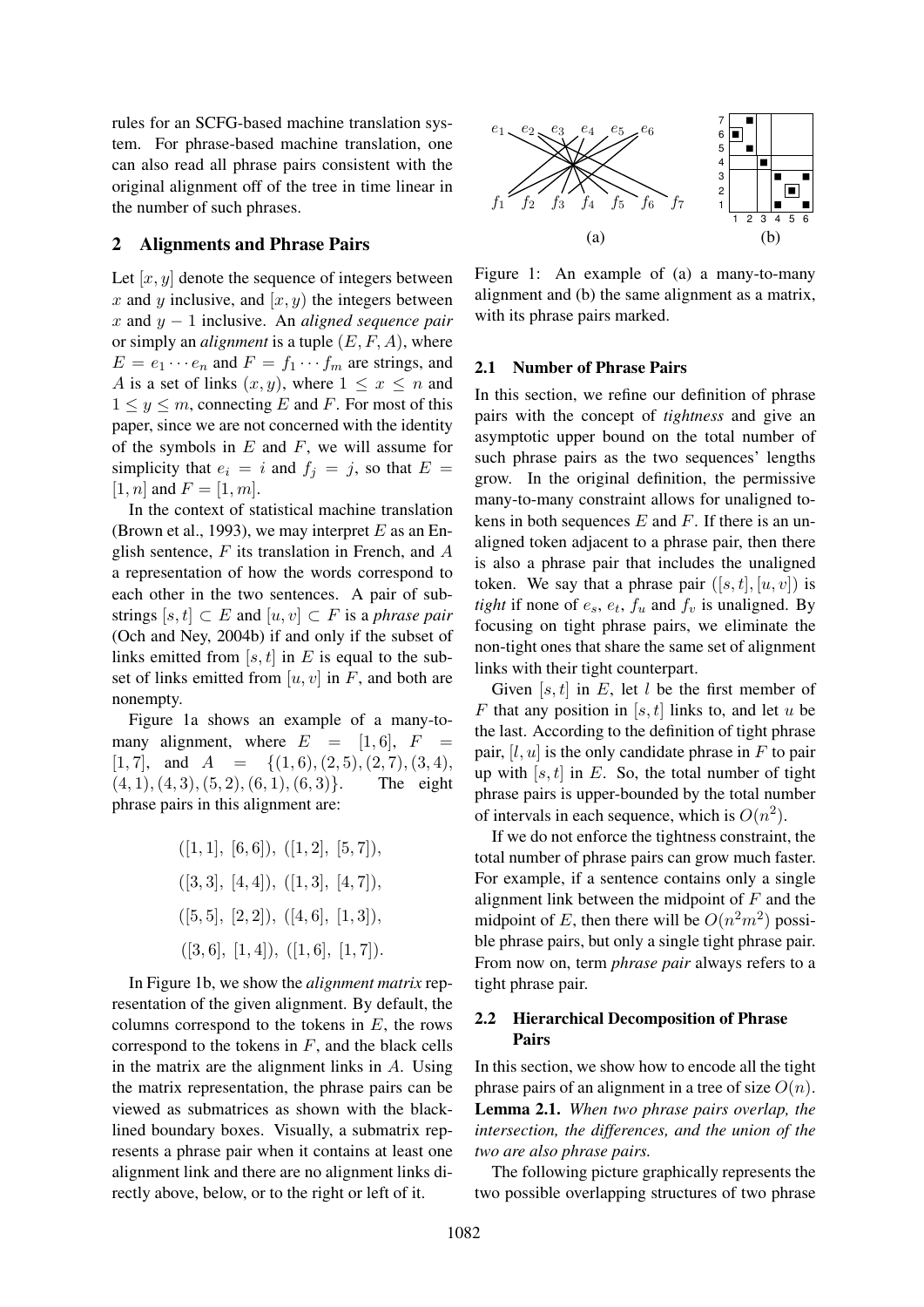rules for an SCFG-based machine translation system. For phrase-based machine translation, one can also read all phrase pairs consistent with the original alignment off of the tree in time linear in the number of such phrases.

## 2 Alignments and Phrase Pairs

Let $[x, y]$ denote the sequence of integers between $x$ and $y$ inclusive, and $[x, y)$ the integers between $x$ and $y - 1$ inclusive. An *aligned sequence pair* or simply an *alignment* is a tuple $(E, F, A)$, where $E = e_1 \cdots e_n$ and $F = f_1 \cdots f_m$ are strings, and $A$ is a set of links $(x, y)$, where $1 \leq x \leq n$ and $1 \leq y \leq m$, connecting $E$ and $F$. For most of this paper, since we are not concerned with the identity of the symbols in $E$ and $F$, we will assume for simplicity that $e_i = i$ and $f_j = j$, so that $E = [1, n]$ and $F = [1, m]$.

In the context of statistical machine translation (Brown et al., 1993), we may interpret $E$ as an English sentence, $F$ its translation in French, and $A$ a representation of how the words correspond to each other in the two sentences. A pair of substrings $[s, t] \subset E$ and $[u, v] \subset F$ is a *phrase pair* (Och and Ney, 2004b) if and only if the subset of links emitted from $[s, t]$ in $E$ is equal to the subset of links emitted from $[u, v]$ in $F$, and both are nonempty.

Figure 1a shows an example of a many-to-many alignment, where $E = [1, 6]$, $F = [1, 7]$, and $A = \{(1, 6), (2, 5), (2, 7), (3, 4), (4, 1), (4, 3), (5, 2), (6, 1), (6, 3)\}$. The eight phrase pairs in this alignment are:

$$([1, 1],\ [6, 6]),\ ([1, 2],\ [5, 7]),$$
$$([3, 3],\ [4, 4]),\ ([1, 3],\ [4, 7]),$$
$$([5, 5],\ [2, 2]),\ ([4, 6],\ [1, 3]),$$
$$([3, 6],\ [1, 4]),\ ([1, 6],\ [1, 7]).$$

In Figure 1b, we show the *alignment matrix* representation of the given alignment. By default, the columns correspond to the tokens in $E$, the rows correspond to the tokens in $F$, and the black cells in the matrix are the alignment links in $A$. Using the matrix representation, the phrase pairs can be viewed as submatrices as shown with the black-lined boundary boxes. Visually, a submatrix represents a phrase pair when it contains at least one alignment link and there are no alignment links directly above, below, or to the right or left of it.

Figure 1: An example of (a) a many-to-many alignment and (b) the same alignment as a matrix, with its phrase pairs marked.

### 2.1 Number of Phrase Pairs

In this section, we refine our definition of phrase pairs with the concept of *tightness* and give an asymptotic upper bound on the total number of such phrase pairs as the two sequences' lengths grow. In the original definition, the permissive many-to-many constraint allows for unaligned tokens in both sequences $E$ and $F$. If there is an unaligned token adjacent to a phrase pair, then there is also a phrase pair that includes the unaligned token. We say that a phrase pair $([s, t], [u, v])$ is *tight* if none of $e_s$, $e_t$, $f_u$ and $f_v$ is unaligned. By focusing on tight phrase pairs, we eliminate the non-tight ones that share the same set of alignment links with their tight counterpart.

Given $[s, t]$ in $E$, let $l$ be the first member of $F$ that any position in $[s, t]$ links to, and let $u$ be the last. According to the definition of tight phrase pair, $[l, u]$ is the only candidate phrase in $F$ to pair up with $[s, t]$ in $E$. So, the total number of tight phrase pairs is upper-bounded by the total number of intervals in each sequence, which is $O(n^2)$.

If we do not enforce the tightness constraint, the total number of phrase pairs can grow much faster. For example, if a sentence contains only a single alignment link between the midpoint of $F$ and the midpoint of $E$, then there will be $O(n^2 m^2)$ possible phrase pairs, but only a single tight phrase pair. From now on, term *phrase pair* always refers to a tight phrase pair.

### 2.2 Hierarchical Decomposition of Phrase Pairs

In this section, we show how to encode all the tight phrase pairs of an alignment in a tree of size $O(n)$.

**Lemma 2.1.** *When two phrase pairs overlap, the intersection, the differences, and the union of the two are also phrase pairs.*

The following picture graphically represents the two possible overlapping structures of two phrase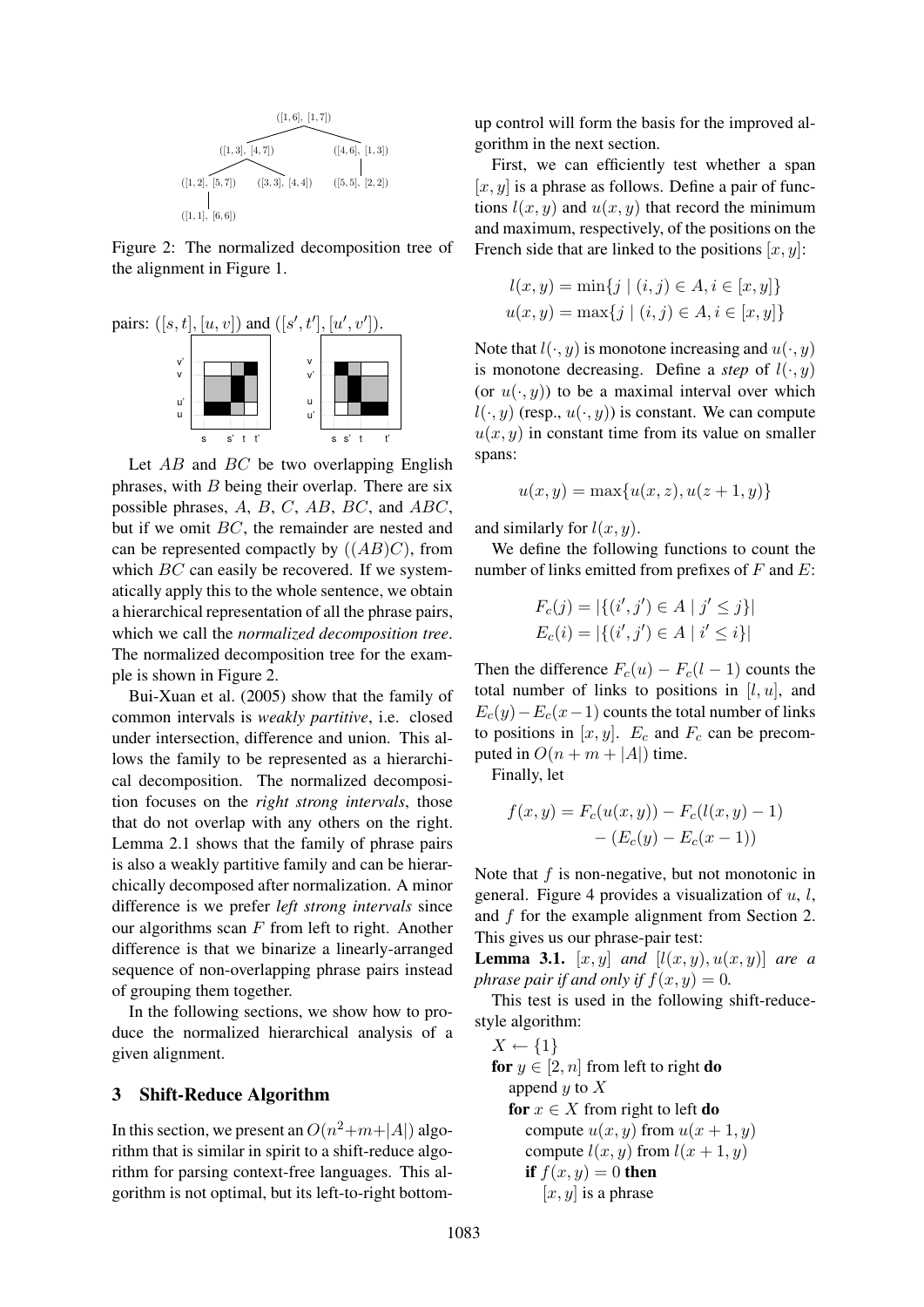Figure 2: The normalized decomposition tree of the alignment in Figure 1.

pairs: $([s,t],[u,v])$ and $([s',t'],[u',v'])$.

Let $AB$ and $BC$ be two overlapping English phrases, with $B$ being their overlap. There are six possible phrases, $A$, $B$, $C$, $AB$, $BC$, and $ABC$, but if we omit $BC$, the remainder are nested and can be represented compactly by $((AB)C)$, from which $BC$ can easily be recovered. If we systematically apply this to the whole sentence, we obtain a hierarchical representation of all the phrase pairs, which we call the *normalized decomposition tree*. The normalized decomposition tree for the example is shown in Figure 2.

Bui-Xuan et al. (2005) show that the family of common intervals is *weakly partitive*, i.e. closed under intersection, difference and union. This allows the family to be represented as a hierarchical decomposition. The normalized decomposition focuses on the *right strong intervals*, those that do not overlap with any others on the right. Lemma 2.1 shows that the family of phrase pairs is also a weakly partitive family and can be hierarchically decomposed after normalization. A minor difference is we prefer *left strong intervals* since our algorithms scan $F$ from left to right. Another difference is that we binarize a linearly-arranged sequence of non-overlapping phrase pairs instead of grouping them together.

In the following sections, we show how to produce the normalized hierarchical analysis of a given alignment.

## 3 Shift-Reduce Algorithm

In this section, we present an $O(n^2+m+|A|)$ algorithm that is similar in spirit to a shift-reduce algorithm for parsing context-free languages. This algorithm is not optimal, but its left-to-right bottom-up control will form the basis for the improved algorithm in the next section.

First, we can efficiently test whether a span $[x,y]$ is a phrase as follows. Define a pair of functions $l(x,y)$ and $u(x,y)$ that record the minimum and maximum, respectively, of the positions on the French side that are linked to the positions $[x,y]$:

$$l(x,y) = \min\{j \mid (i,j) \in A, i \in [x,y]\}$$
$$u(x,y) = \max\{j \mid (i,j) \in A, i \in [x,y]\}$$

Note that $l(\cdot,y)$ is monotone increasing and $u(\cdot,y)$ is monotone decreasing. Define a *step* of $l(\cdot,y)$ (or $u(\cdot,y)$) to be a maximal interval over which $l(\cdot,y)$ (resp., $u(\cdot,y)$) is constant. We can compute $u(x,y)$ in constant time from its value on smaller spans:

$$u(x,y) = \max\{u(x,z), u(z+1,y)\}$$

and similarly for $l(x,y)$.

We define the following functions to count the number of links emitted from prefixes of $F$ and $E$:

$$F_c(j) = |\{(i',j') \in A \mid j' \le j\}|$$
$$E_c(i) = |\{(i',j') \in A \mid i' \le i\}|$$

Then the difference $F_c(u) - F_c(l-1)$ counts the total number of links to positions in $[l,u]$, and $E_c(y) - E_c(x-1)$ counts the total number of links to positions in $[x,y]$. $E_c$ and $F_c$ can be precomputed in $O(n+m+|A|)$ time.

Finally, let

$$f(x,y) = F_c(u(x,y)) - F_c(l(x,y)-1) - (E_c(y) - E_c(x-1))$$

Note that $f$ is non-negative, but not monotonic in general. Figure 4 provides a visualization of $u$, $l$, and $f$ for the example alignment from Section 2. This gives us our phrase-pair test:

**Lemma 3.1.** *$[x,y]$ and $[l(x,y),u(x,y)]$ are a phrase pair if and only if $f(x,y) = 0$.*

This test is used in the following shift-reduce-style algorithm:

```
X ← {1}
for y ∈ [2, n] from left to right do
    append y to X
    for x ∈ X from right to left do
        compute u(x, y) from u(x + 1, y)
        compute l(x, y) from l(x + 1, y)
        if f(x, y) = 0 then
            [x, y] is a phrase
```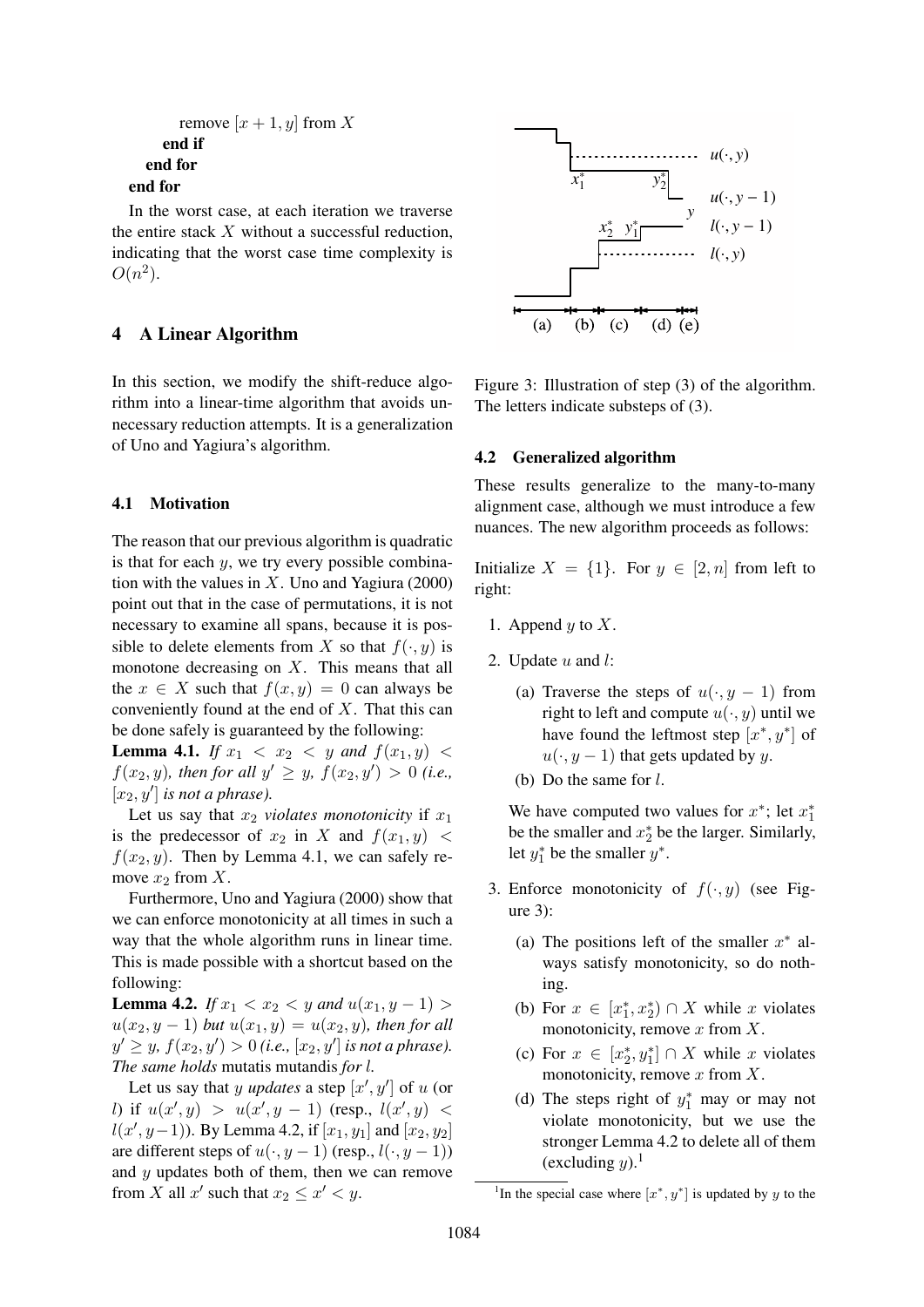```
        remove [x + 1, y] from X
      end if
    end for
  end for
```

In the worst case, at each iteration we traverse the entire stack $X$ without a successful reduction, indicating that the worst case time complexity is $O(n^2)$.

## 4 A Linear Algorithm

In this section, we modify the shift-reduce algorithm into a linear-time algorithm that avoids unnecessary reduction attempts. It is a generalization of Uno and Yagiura's algorithm.

### 4.1 Motivation

The reason that our previous algorithm is quadratic is that for each $y$, we try every possible combination with the values in $X$. Uno and Yagiura (2000) point out that in the case of permutations, it is not necessary to examine all spans, because it is possible to delete elements from $X$ so that $f(\cdot, y)$ is monotone decreasing on $X$. This means that all the $x \in X$ such that $f(x, y) = 0$ can always be conveniently found at the end of $X$. That this can be done safely is guaranteed by the following:

**Lemma 4.1.** *If $x_1 < x_2 < y$ and $f(x_1, y) < f(x_2, y)$, then for all $y' \geq y$, $f(x_2, y') > 0$ (i.e., $[x_2, y']$ is not a phrase).*

Let us say that $x_2$ *violates monotonicity* if $x_1$ is the predecessor of $x_2$ in $X$ and $f(x_1, y) < f(x_2, y)$. Then by Lemma 4.1, we can safely remove $x_2$ from $X$.

Furthermore, Uno and Yagiura (2000) show that we can enforce monotonicity at all times in such a way that the whole algorithm runs in linear time. This is made possible with a shortcut based on the following:

**Lemma 4.2.** *If $x_1 < x_2 < y$ and $u(x_1, y-1) > u(x_2, y-1)$ but $u(x_1, y) = u(x_2, y)$, then for all $y' \geq y$, $f(x_2, y') > 0$ (i.e., $[x_2, y']$ is not a phrase). The same holds* mutatis mutandis *for $l$.*

Let us say that $y$ *updates* a step $[x', y']$ of $u$ (or $l$) if $u(x', y) > u(x', y-1)$ (resp., $l(x', y) < l(x', y-1)$). By Lemma 4.2, if $[x_1, y_1]$ and $[x_2, y_2]$ are different steps of $u(\cdot, y-1)$ (resp., $l(\cdot, y-1)$) and $y$ updates both of them, then we can remove from $X$ all $x'$ such that $x_2 \leq x' < y$.

Figure 3: Illustration of step (3) of the algorithm. The letters indicate substeps of (3).

### 4.2 Generalized algorithm

These results generalize to the many-to-many alignment case, although we must introduce a few nuances. The new algorithm proceeds as follows:

Initialize $X = \{1\}$. For $y \in [2, n]$ from left to right:

1. Append $y$ to $X$.
2. Update $u$ and $l$:
   (a) Traverse the steps of $u(\cdot, y-1)$ from right to left and compute $u(\cdot, y)$ until we have found the leftmost step $[x^*, y^*]$ of $u(\cdot, y-1)$ that gets updated by $y$.
   (b) Do the same for $l$.

   We have computed two values for $x^*$; let $x_1^*$ be the smaller and $x_2^*$ be the larger. Similarly, let $y_1^*$ be the smaller $y^*$.

3. Enforce monotonicity of $f(\cdot, y)$ (see Figure 3):
   (a) The positions left of the smaller $x^*$ always satisfy monotonicity, so do nothing.
   (b) For $x \in [x_1^*, x_2^*) \cap X$ while $x$ violates monotonicity, remove $x$ from $X$.
   (c) For $x \in [x_2^*, y_1^*] \cap X$ while $x$ violates monotonicity, remove $x$ from $X$.
   (d) The steps right of $y_1^*$ may or may not violate monotonicity, but we use the stronger Lemma 4.2 to delete all of them (excluding $y$).[1]

[1] In the special case where $[x^*, y^*]$ is updated by $y$ to the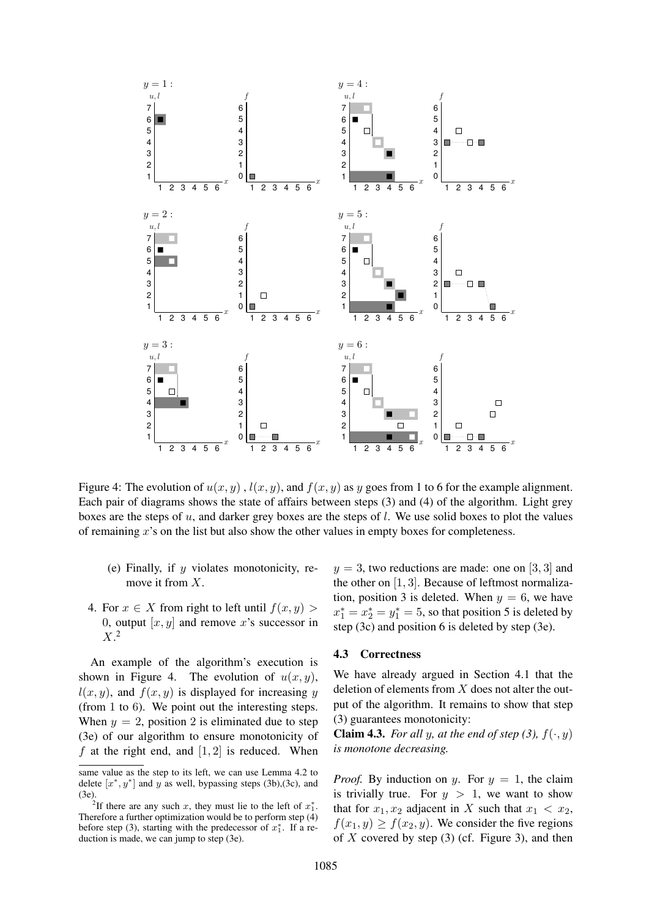Figure 4: The evolution of $u(x, y)$, $l(x, y)$, and $f(x, y)$ as $y$ goes from 1 to 6 for the example alignment. Each pair of diagrams shows the state of affairs between steps (3) and (4) of the algorithm. Light grey boxes are the steps of $u$, and darker grey boxes are the steps of $l$. We use solid boxes to plot the values of remaining $x$'s on the list but also show the other values in empty boxes for completeness.

(e) Finally, if $y$ violates monotonicity, remove it from $X$.

4. For $x \in X$ from right to left until $f(x, y) > 0$, output $[x, y]$ and remove $x$'s successor in $X$.[2]

An example of the algorithm's execution is shown in Figure 4. The evolution of $u(x, y)$, $l(x, y)$, and $f(x, y)$ is displayed for increasing $y$ (from 1 to 6). We point out the interesting steps. When $y = 2$, position 2 is eliminated due to step (3e) of our algorithm to ensure monotonicity of $f$ at the right end, and $[1, 2]$ is reduced. When $y = 3$, two reductions are made: one on $[3, 3]$ and the other on $[1, 3]$. Because of leftmost normalization, position 3 is deleted. When $y = 6$, we have $x_1^* = x_2^* = y_1^* = 5$, so that position 5 is deleted by step (3c) and position 6 is deleted by step (3e).

same value as the step to its left, we can use Lemma 4.2 to delete $[x^*, y^*]$ and $y$ as well, bypassing steps (3b),(3c), and (3e).

[2] If there are any such $x$, they must lie to the left of $x_1^*$. Therefore a further optimization would be to perform step (4) before step (3), starting with the predecessor of $x_1^*$. If a reduction is made, we can jump to step (3e).

### 4.3 Correctness

We have already argued in Section 4.1 that the deletion of elements from $X$ does not alter the output of the algorithm. It remains to show that step (3) guarantees monotonicity:

**Claim 4.3.** *For all $y$, at the end of step (3), $f(\cdot, y)$ is monotone decreasing.*

*Proof.* By induction on $y$. For $y = 1$, the claim is trivially true. For $y > 1$, we want to show that for $x_1, x_2$ adjacent in $X$ such that $x_1 < x_2$, $f(x_1, y) \geq f(x_2, y)$. We consider the five regions of $X$ covered by step (3) (cf. Figure 3), and then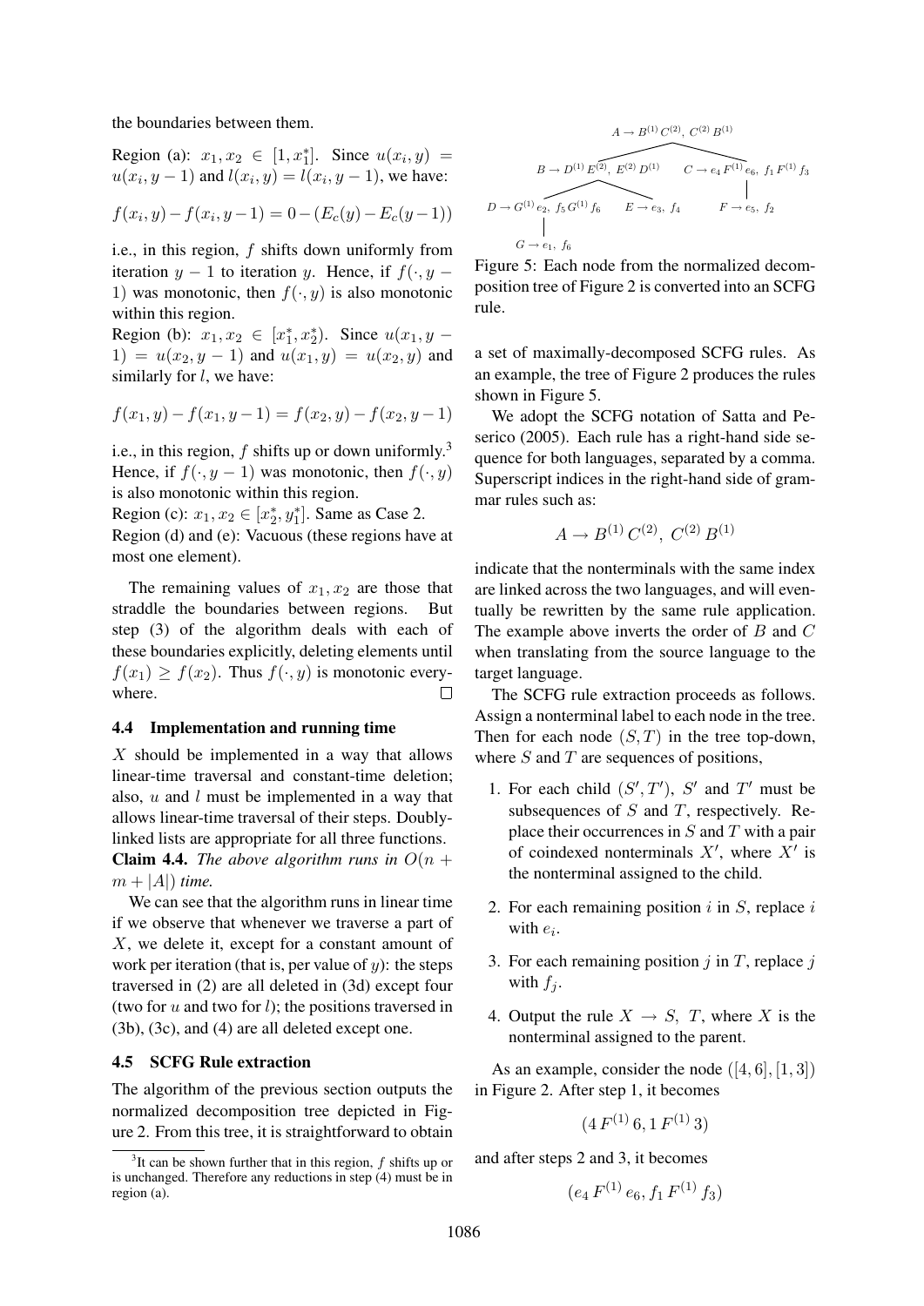the boundaries between them.

Region (a): $x_1, x_2 \in [1, x_1^*]$. Since $u(x_i, y) = u(x_i, y-1)$ and $l(x_i, y) = l(x_i, y-1)$, we have:

$$f(x_i, y) - f(x_i, y-1) = 0 - (E_c(y) - E_c(y-1))$$

i.e., in this region, $f$ shifts down uniformly from iteration $y-1$ to iteration $y$. Hence, if $f(\cdot, y-1)$ was monotonic, then $f(\cdot, y)$ is also monotonic within this region.

Region (b): $x_1, x_2 \in [x_1^*, x_2^*)$. Since $u(x_1, y-1) = u(x_2, y-1)$ and $u(x_1, y) = u(x_2, y)$ and similarly for $l$, we have:

$$f(x_1, y) - f(x_1, y-1) = f(x_2, y) - f(x_2, y-1)$$

i.e., in this region, $f$ shifts up or down uniformly.[3] Hence, if $f(\cdot, y-1)$ was monotonic, then $f(\cdot, y)$ is also monotonic within this region.

Region (c): $x_1, x_2 \in [x_2^*, y_1^*]$. Same as Case 2.

Region (d) and (e): Vacuous (these regions have at most one element).

The remaining values of $x_1, x_2$ are those that straddle the boundaries between regions. But step (3) of the algorithm deals with each of these boundaries explicitly, deleting elements until $f(x_1) \geq f(x_2)$. Thus $f(\cdot, y)$ is monotonic everywhere. □

### 4.4 Implementation and running time

$X$ should be implemented in a way that allows linear-time traversal and constant-time deletion; also, $u$ and $l$ must be implemented in a way that allows linear-time traversal of their steps. Doubly-linked lists are appropriate for all three functions.

**Claim 4.4.** *The above algorithm runs in $O(n + m + |A|)$ time.*

We can see that the algorithm runs in linear time if we observe that whenever we traverse a part of $X$, we delete it, except for a constant amount of work per iteration (that is, per value of $y$): the steps traversed in (2) are all deleted in (3d) except four (two for $u$ and two for $l$); the positions traversed in (3b), (3c), and (4) are all deleted except one.

### 4.5 SCFG Rule extraction

The algorithm of the previous section outputs the normalized decomposition tree depicted in Figure 2. From this tree, it is straightforward to obtain a set of maximally-decomposed SCFG rules. As an example, the tree of Figure 2 produces the rules shown in Figure 5.

$A \rightarrow B^{(1)}\, C^{(2)},\ C^{(2)}\, B^{(1)}$

$B \rightarrow D^{(1)}\, E^{(2)},\ E^{(2)}\, D^{(1)}$ $\quad$ $C \rightarrow e_4\, F^{(1)}\, e_6,\ f_1\, F^{(1)}\, f_3$

$D \rightarrow G^{(1)}\, e_2,\ f_5\, G^{(1)}\, f_6$ $\quad$ $E \rightarrow e_3,\ f_4$ $\quad$ $F \rightarrow e_5,\ f_2$

$G \rightarrow e_1,\ f_6$

Figure 5: Each node from the normalized decomposition tree of Figure 2 is converted into an SCFG rule.

We adopt the SCFG notation of Satta and Peserico (2005). Each rule has a right-hand side sequence for both languages, separated by a comma. Superscript indices in the right-hand side of grammar rules such as:

$$A \rightarrow B^{(1)}\, C^{(2)},\ C^{(2)}\, B^{(1)}$$

indicate that the nonterminals with the same index are linked across the two languages, and will eventually be rewritten by the same rule application. The example above inverts the order of $B$ and $C$ when translating from the source language to the target language.

The SCFG rule extraction proceeds as follows. Assign a nonterminal label to each node in the tree. Then for each node $(S, T)$ in the tree top-down, where $S$ and $T$ are sequences of positions,

1. For each child $(S', T')$, $S'$ and $T'$ must be subsequences of $S$ and $T$, respectively. Replace their occurrences in $S$ and $T$ with a pair of coindexed nonterminals $X'$, where $X'$ is the nonterminal assigned to the child.
2. For each remaining position $i$ in $S$, replace $i$ with $e_i$.
3. For each remaining position $j$ in $T$, replace $j$ with $f_j$.
4. Output the rule $X \rightarrow S,\ T$, where $X$ is the nonterminal assigned to the parent.

As an example, consider the node $([4, 6], [1, 3])$ in Figure 2. After step 1, it becomes

$$(4\, F^{(1)}\, 6, 1\, F^{(1)}\, 3)$$

and after steps 2 and 3, it becomes

$$(e_4\, F^{(1)}\, e_6, f_1\, F^{(1)}\, f_3)$$

[3] It can be shown further that in this region, $f$ shifts up or is unchanged. Therefore any reductions in step (4) must be in region (a).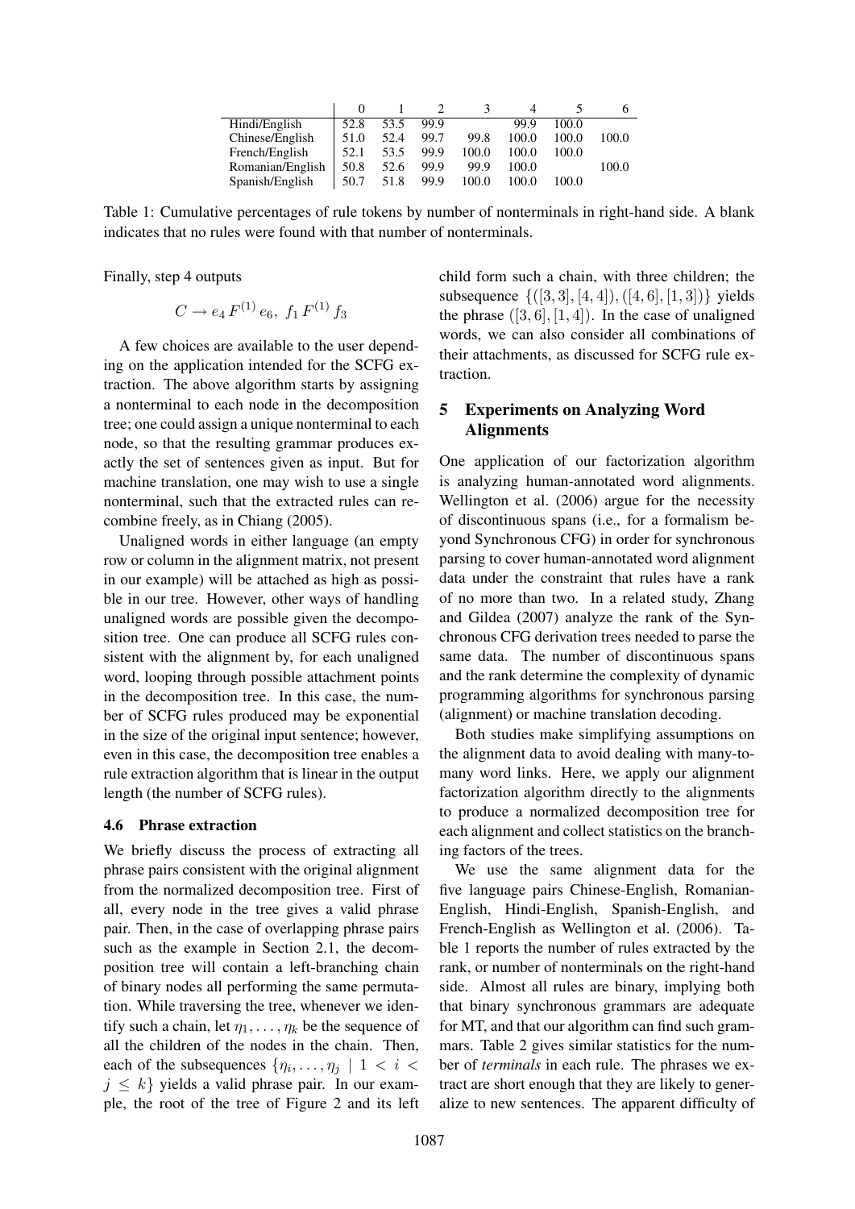|  | 0 | 1 | 2 | 3 | 4 | 5 | 6 |
|---|---|---|---|---|---|---|---|
| Hindi/English | 52.8 | 53.5 | 99.9 |  | 99.9 | 100.0 |  |
| Chinese/English | 51.0 | 52.4 | 99.7 | 99.8 | 100.0 | 100.0 | 100.0 |
| French/English | 52.1 | 53.5 | 99.9 | 100.0 | 100.0 | 100.0 |  |
| Romanian/English | 50.8 | 52.6 | 99.9 | 99.9 | 100.0 |  | 100.0 |
| Spanish/English | 50.7 | 51.8 | 99.9 | 100.0 | 100.0 | 100.0 |  |

Table 1: Cumulative percentages of rule tokens by number of nonterminals in right-hand side. A blank indicates that no rules were found with that number of nonterminals.

Finally, step 4 outputs

$$C \rightarrow e_4 \, F^{(1)} \, e_6, \; f_1 \, F^{(1)} \, f_3$$

A few choices are available to the user depending on the application intended for the SCFG extraction. The above algorithm starts by assigning a nonterminal to each node in the decomposition tree; one could assign a unique nonterminal to each node, so that the resulting grammar produces exactly the set of sentences given as input. But for machine translation, one may wish to use a single nonterminal, such that the extracted rules can recombine freely, as in Chiang (2005).

Unaligned words in either language (an empty row or column in the alignment matrix, not present in our example) will be attached as high as possible in our tree. However, other ways of handling unaligned words are possible given the decomposition tree. One can produce all SCFG rules consistent with the alignment by, for each unaligned word, looping through possible attachment points in the decomposition tree. In this case, the number of SCFG rules produced may be exponential in the size of the original input sentence; however, even in this case, the decomposition tree enables a rule extraction algorithm that is linear in the output length (the number of SCFG rules).

### 4.6 Phrase extraction

We briefly discuss the process of extracting all phrase pairs consistent with the original alignment from the normalized decomposition tree. First of all, every node in the tree gives a valid phrase pair. Then, in the case of overlapping phrase pairs such as the example in Section 2.1, the decomposition tree will contain a left-branching chain of binary nodes all performing the same permutation. While traversing the tree, whenever we identify such a chain, let $\eta_1, \ldots, \eta_k$ be the sequence of all the children of the nodes in the chain. Then, each of the subsequences $\{\eta_i, \ldots, \eta_j \mid 1 < i < j \leq k\}$ yields a valid phrase pair. In our example, the root of the tree of Figure 2 and its left child form such a chain, with three children; the subsequence $\{([3,3],[4,4]), ([4,6],[1,3])\}$ yields the phrase $([3,6],[1,4])$. In the case of unaligned words, we can also consider all combinations of their attachments, as discussed for SCFG rule extraction.

## 5 Experiments on Analyzing Word Alignments

One application of our factorization algorithm is analyzing human-annotated word alignments. Wellington et al. (2006) argue for the necessity of discontinuous spans (i.e., for a formalism beyond Synchronous CFG) in order for synchronous parsing to cover human-annotated word alignment data under the constraint that rules have a rank of no more than two. In a related study, Zhang and Gildea (2007) analyze the rank of the Synchronous CFG derivation trees needed to parse the same data. The number of discontinuous spans and the rank determine the complexity of dynamic programming algorithms for synchronous parsing (alignment) or machine translation decoding.

Both studies make simplifying assumptions on the alignment data to avoid dealing with many-to-many word links. Here, we apply our alignment factorization algorithm directly to the alignments to produce a normalized decomposition tree for each alignment and collect statistics on the branching factors of the trees.

We use the same alignment data for the five language pairs Chinese-English, Romanian-English, Hindi-English, Spanish-English, and French-English as Wellington et al. (2006). Table 1 reports the number of rules extracted by the rank, or number of nonterminals on the right-hand side. Almost all rules are binary, implying both that binary synchronous grammars are adequate for MT, and that our algorithm can find such grammars. Table 2 gives similar statistics for the number of *terminals* in each rule. The phrases we extract are short enough that they are likely to generalize to new sentences. The apparent difficulty of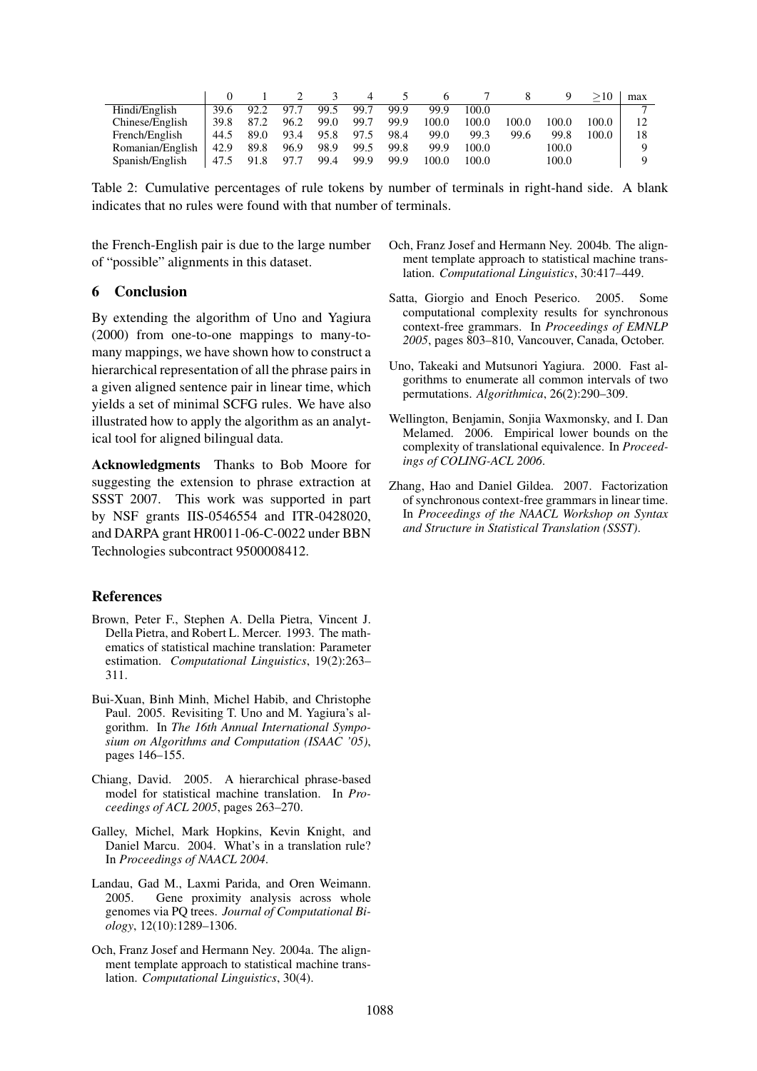| | 0 | 1 | 2 | 3 | 4 | 5 | 6 | 7 | 8 | 9 | ≥10 | max |
|---|---|---|---|---|---|---|---|---|---|---|---|---|
| Hindi/English | 39.6 | 92.2 | 97.7 | 99.5 | 99.7 | 99.9 | 99.9 | 100.0 | | | | 7 |
| Chinese/English | 39.8 | 87.2 | 96.2 | 99.0 | 99.7 | 99.9 | 100.0 | 100.0 | 100.0 | 100.0 | 100.0 | 12 |
| French/English | 44.5 | 89.0 | 93.4 | 95.8 | 97.5 | 98.4 | 99.0 | 99.3 | 99.6 | 99.8 | 100.0 | 18 |
| Romanian/English | 42.9 | 89.8 | 96.9 | 98.9 | 99.5 | 99.8 | 99.9 | 100.0 | | 100.0 | | 9 |
| Spanish/English | 47.5 | 91.8 | 97.7 | 99.4 | 99.9 | 99.9 | 100.0 | 100.0 | | 100.0 | | 9 |

Table 2: Cumulative percentages of rule tokens by number of terminals in right-hand side. A blank indicates that no rules were found with that number of terminals.

the French-English pair is due to the large number of "possible" alignments in this dataset.

## 6 Conclusion

By extending the algorithm of Uno and Yagiura (2000) from one-to-one mappings to many-to-many mappings, we have shown how to construct a hierarchical representation of all the phrase pairs in a given aligned sentence pair in linear time, which yields a set of minimal SCFG rules. We have also illustrated how to apply the algorithm as an analytical tool for aligned bilingual data.

**Acknowledgments** Thanks to Bob Moore for suggesting the extension to phrase extraction at SSST 2007. This work was supported in part by NSF grants IIS-0546554 and ITR-0428020, and DARPA grant HR0011-06-C-0022 under BBN Technologies subcontract 9500008412.

## References

Brown, Peter F., Stephen A. Della Pietra, Vincent J. Della Pietra, and Robert L. Mercer. 1993. The mathematics of statistical machine translation: Parameter estimation. *Computational Linguistics*, 19(2):263–311.

Bui-Xuan, Binh Minh, Michel Habib, and Christophe Paul. 2005. Revisiting T. Uno and M. Yagiura's algorithm. In *The 16th Annual International Symposium on Algorithms and Computation (ISAAC '05)*, pages 146–155.

Chiang, David. 2005. A hierarchical phrase-based model for statistical machine translation. In *Proceedings of ACL 2005*, pages 263–270.

Galley, Michel, Mark Hopkins, Kevin Knight, and Daniel Marcu. 2004. What's in a translation rule? In *Proceedings of NAACL 2004*.

Landau, Gad M., Laxmi Parida, and Oren Weimann. 2005. Gene proximity analysis across whole genomes via PQ trees. *Journal of Computational Biology*, 12(10):1289–1306.

Och, Franz Josef and Hermann Ney. 2004a. The alignment template approach to statistical machine translation. *Computational Linguistics*, 30(4).

Och, Franz Josef and Hermann Ney. 2004b. The alignment template approach to statistical machine translation. *Computational Linguistics*, 30:417–449.

Satta, Giorgio and Enoch Peserico. 2005. Some computational complexity results for synchronous context-free grammars. In *Proceedings of EMNLP 2005*, pages 803–810, Vancouver, Canada, October.

Uno, Takeaki and Mutsunori Yagiura. 2000. Fast algorithms to enumerate all common intervals of two permutations. *Algorithmica*, 26(2):290–309.

Wellington, Benjamin, Sonjia Waxmonsky, and I. Dan Melamed. 2006. Empirical lower bounds on the complexity of translational equivalence. In *Proceedings of COLING-ACL 2006*.

Zhang, Hao and Daniel Gildea. 2007. Factorization of synchronous context-free grammars in linear time. In *Proceedings of the NAACL Workshop on Syntax and Structure in Statistical Translation (SSST)*.